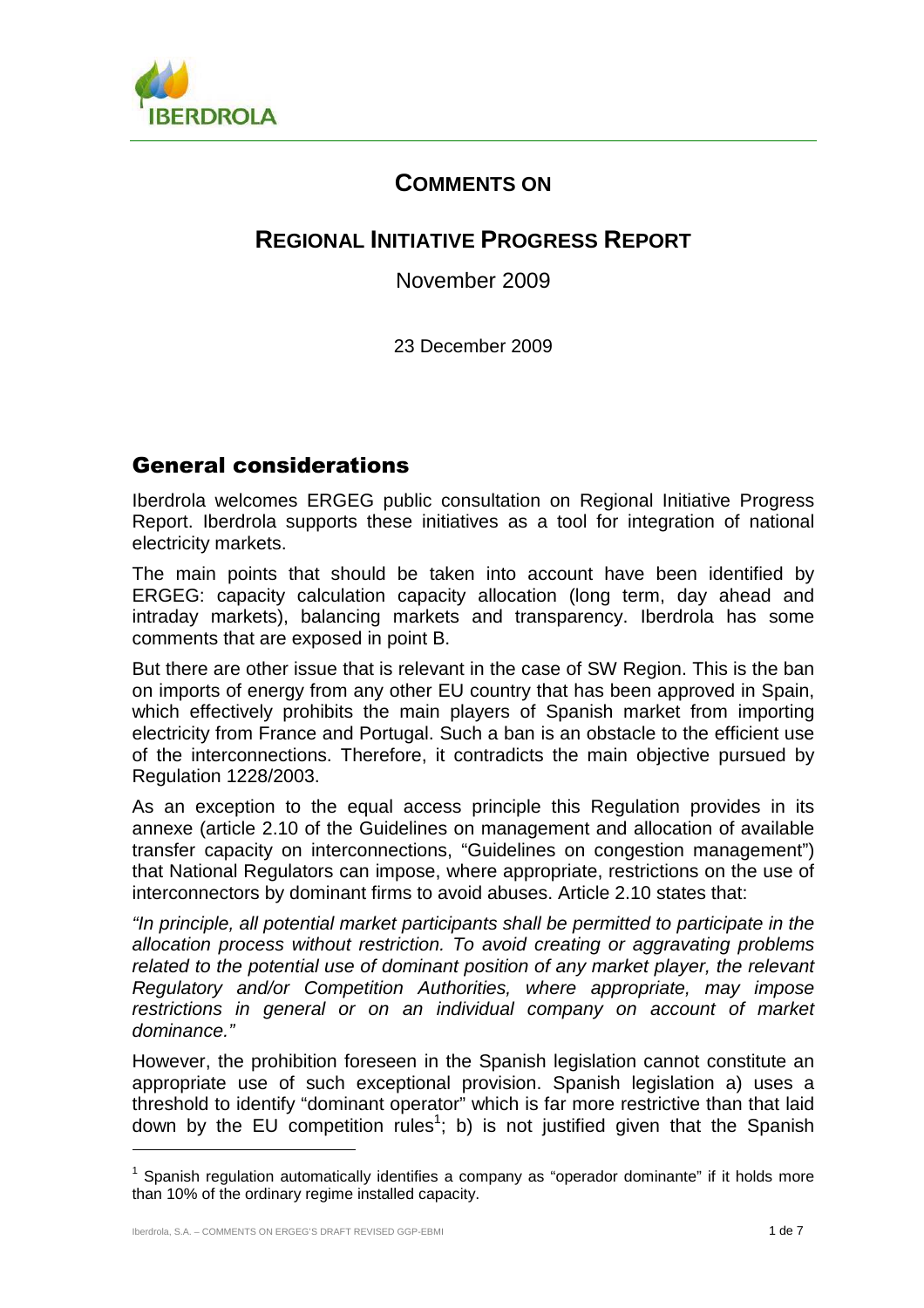# COMMENTS ON

# REGIONAL INITIATIVE PROGRESS REPORT

November 2009

23 December 2009

## General considerations

Iberdrola welcomes ERGEG public consultation on Regional Initiative Progress Report. Iberdrola supports these initiatives as a tool for integration of national electricity markets.

The main points that should be taken into account have been identified by ERGEG: capacity calculation capacity allocation (long term, day ahead and intraday markets), balancing markets and transparency. Iberdrola has some comments that are exposed in point B.

But there are other issue that is relevant in the case of SW Region. This is the ban on imports of energy from any other EU country that has been approved in Spain, which effectively prohibits the main players of Spanish market from importing electricity from France and Portugal. Such a ban is an obstacle to the efficient use of the interconnections. Therefore, it contradicts the main objective pursued by Regulation 1228/2003.

As an exception to the equal access principle this Regulation provides in its annexe (article 2.10 of the Guidelines on management and allocation of available transfer capacity on interconnections, "Guidelines on congestion management") that National Regulators can impose, where appropriate, restrictions on the use of interconnectors by dominant firms to avoid abuses. Article 2.10 states that:

*"In principle, all potential market participants shall be permitted to participate in the allocation process without restriction. To avoid creating or aggravating problems related to the potential use of dominant position of any market player, the relevant Regulatory and/or Competition Authorities, where appropriate, may impose restrictions in general or on an individual company on account of market dominance."*

However, the prohibition foreseen in the Spanish legislation cannot constitute an appropriate use of such exceptional provision. Spanish legislation a) uses a threshold to identify "dominant operator" which is far more restrictive than that laid down by the EU competition rules[1]; b) is not justified given that the Spanish

[1] Spanish regulation automatically identifies a company as "operador dominante" if it holds more than 10% of the ordinary regime installed capacity.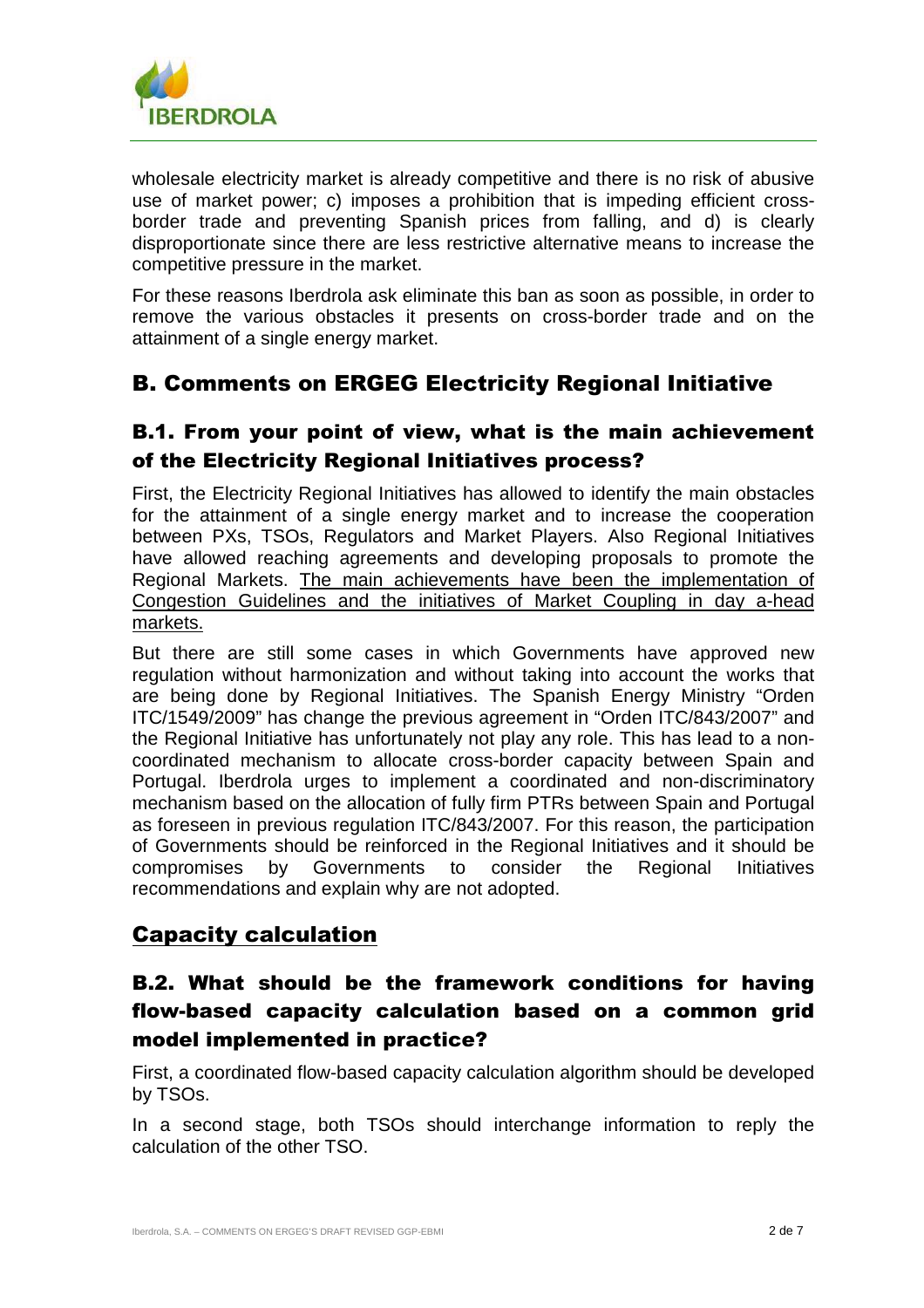wholesale electricity market is already competitive and there is no risk of abusive use of market power; c) imposes a prohibition that is impeding efficient cross-border trade and preventing Spanish prices from falling, and d) is clearly disproportionate since there are less restrictive alternative means to increase the competitive pressure in the market.

For these reasons Iberdrola ask eliminate this ban as soon as possible, in order to remove the various obstacles it presents on cross-border trade and on the attainment of a single energy market.

## B. Comments on ERGEG Electricity Regional Initiative

### B.1. From your point of view, what is the main achievement of the Electricity Regional Initiatives process?

First, the Electricity Regional Initiatives has allowed to identify the main obstacles for the attainment of a single energy market and to increase the cooperation between PXs, TSOs, Regulators and Market Players. Also Regional Initiatives have allowed reaching agreements and developing proposals to promote the Regional Markets. <u>The main achievements have been the implementation of Congestion Guidelines and the initiatives of Market Coupling in day a-head markets.</u>

But there are still some cases in which Governments have approved new regulation without harmonization and without taking into account the works that are being done by Regional Initiatives. The Spanish Energy Ministry "Orden ITC/1549/2009" has change the previous agreement in "Orden ITC/843/2007" and the Regional Initiative has unfortunately not play any role. This has lead to a non-coordinated mechanism to allocate cross-border capacity between Spain and Portugal. Iberdrola urges to implement a coordinated and non-discriminatory mechanism based on the allocation of fully firm PTRs between Spain and Portugal as foreseen in previous regulation ITC/843/2007. For this reason, the participation of Governments should be reinforced in the Regional Initiatives and it should be compromises by Governments to consider the Regional Initiatives recommendations and explain why are not adopted.

## <u>Capacity calculation</u>

### B.2. What should be the framework conditions for having flow-based capacity calculation based on a common grid model implemented in practice?

First, a coordinated flow-based capacity calculation algorithm should be developed by TSOs.

In a second stage, both TSOs should interchange information to reply the calculation of the other TSO.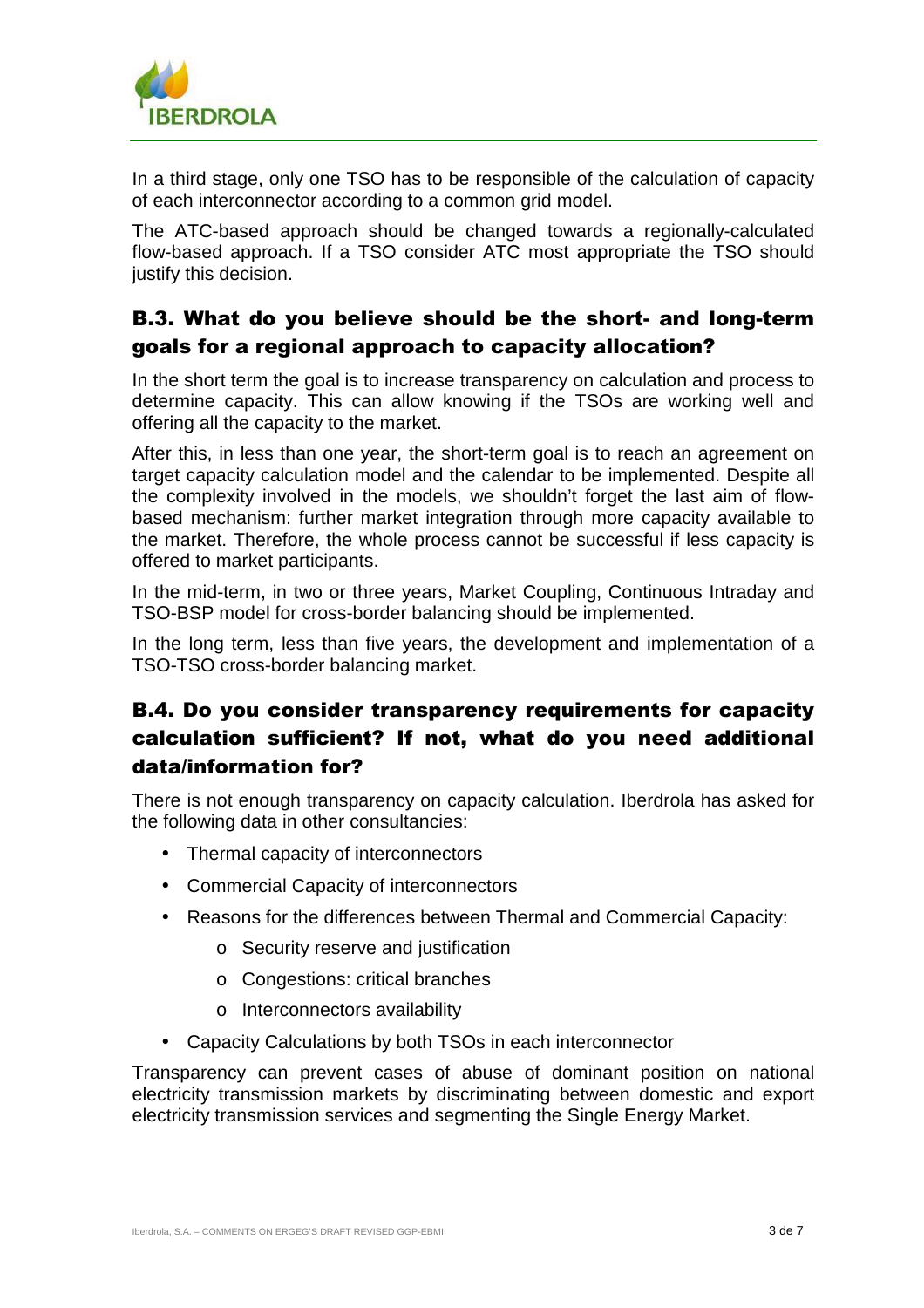In a third stage, only one TSO has to be responsible of the calculation of capacity of each interconnector according to a common grid model.

The ATC-based approach should be changed towards a regionally-calculated flow-based approach. If a TSO consider ATC most appropriate the TSO should justify this decision.

## B.3. What do you believe should be the short- and long-term goals for a regional approach to capacity allocation?

In the short term the goal is to increase transparency on calculation and process to determine capacity. This can allow knowing if the TSOs are working well and offering all the capacity to the market.

After this, in less than one year, the short-term goal is to reach an agreement on target capacity calculation model and the calendar to be implemented. Despite all the complexity involved in the models, we shouldn't forget the last aim of flow-based mechanism: further market integration through more capacity available to the market. Therefore, the whole process cannot be successful if less capacity is offered to market participants.

In the mid-term, in two or three years, Market Coupling, Continuous Intraday and TSO-BSP model for cross-border balancing should be implemented.

In the long term, less than five years, the development and implementation of a TSO-TSO cross-border balancing market.

## B.4. Do you consider transparency requirements for capacity calculation sufficient? If not, what do you need additional data/information for?

There is not enough transparency on capacity calculation. Iberdrola has asked for the following data in other consultancies:

- Thermal capacity of interconnectors
- Commercial Capacity of interconnectors
- Reasons for the differences between Thermal and Commercial Capacity:
  - Security reserve and justification
  - Congestions: critical branches
  - Interconnectors availability
- Capacity Calculations by both TSOs in each interconnector

Transparency can prevent cases of abuse of dominant position on national electricity transmission markets by discriminating between domestic and export electricity transmission services and segmenting the Single Energy Market.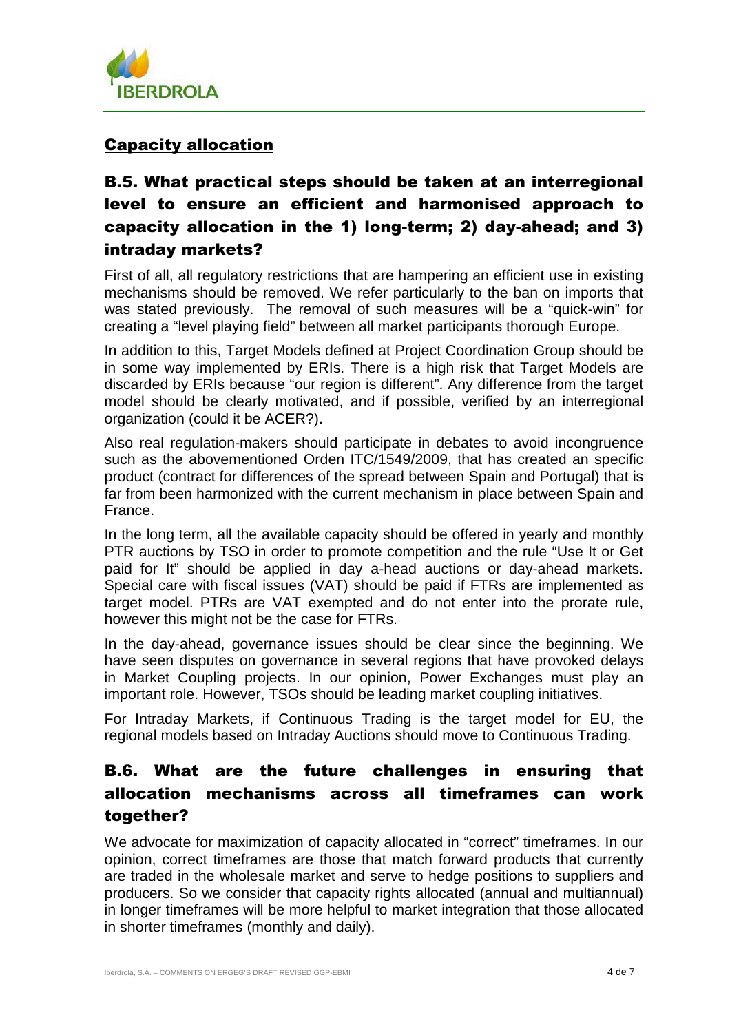## Capacity allocation

### B.5. What practical steps should be taken at an interregional level to ensure an efficient and harmonised approach to capacity allocation in the 1) long-term; 2) day-ahead; and 3) intraday markets?

First of all, all regulatory restrictions that are hampering an efficient use in existing mechanisms should be removed. We refer particularly to the ban on imports that was stated previously. The removal of such measures will be a "quick-win" for creating a "level playing field" between all market participants thorough Europe.

In addition to this, Target Models defined at Project Coordination Group should be in some way implemented by ERIs. There is a high risk that Target Models are discarded by ERIs because "our region is different". Any difference from the target model should be clearly motivated, and if possible, verified by an interregional organization (could it be ACER?).

Also real regulation-makers should participate in debates to avoid incongruence such as the abovementioned Orden ITC/1549/2009, that has created an specific product (contract for differences of the spread between Spain and Portugal) that is far from been harmonized with the current mechanism in place between Spain and France.

In the long term, all the available capacity should be offered in yearly and monthly PTR auctions by TSO in order to promote competition and the rule "Use It or Get paid for It" should be applied in day a-head auctions or day-ahead markets. Special care with fiscal issues (VAT) should be paid if FTRs are implemented as target model. PTRs are VAT exempted and do not enter into the prorate rule, however this might not be the case for FTRs.

In the day-ahead, governance issues should be clear since the beginning. We have seen disputes on governance in several regions that have provoked delays in Market Coupling projects. In our opinion, Power Exchanges must play an important role. However, TSOs should be leading market coupling initiatives.

For Intraday Markets, if Continuous Trading is the target model for EU, the regional models based on Intraday Auctions should move to Continuous Trading.

### B.6. What are the future challenges in ensuring that allocation mechanisms across all timeframes can work together?

We advocate for maximization of capacity allocated in "correct" timeframes. In our opinion, correct timeframes are those that match forward products that currently are traded in the wholesale market and serve to hedge positions to suppliers and producers. So we consider that capacity rights allocated (annual and multiannual) in longer timeframes will be more helpful to market integration that those allocated in shorter timeframes (monthly and daily).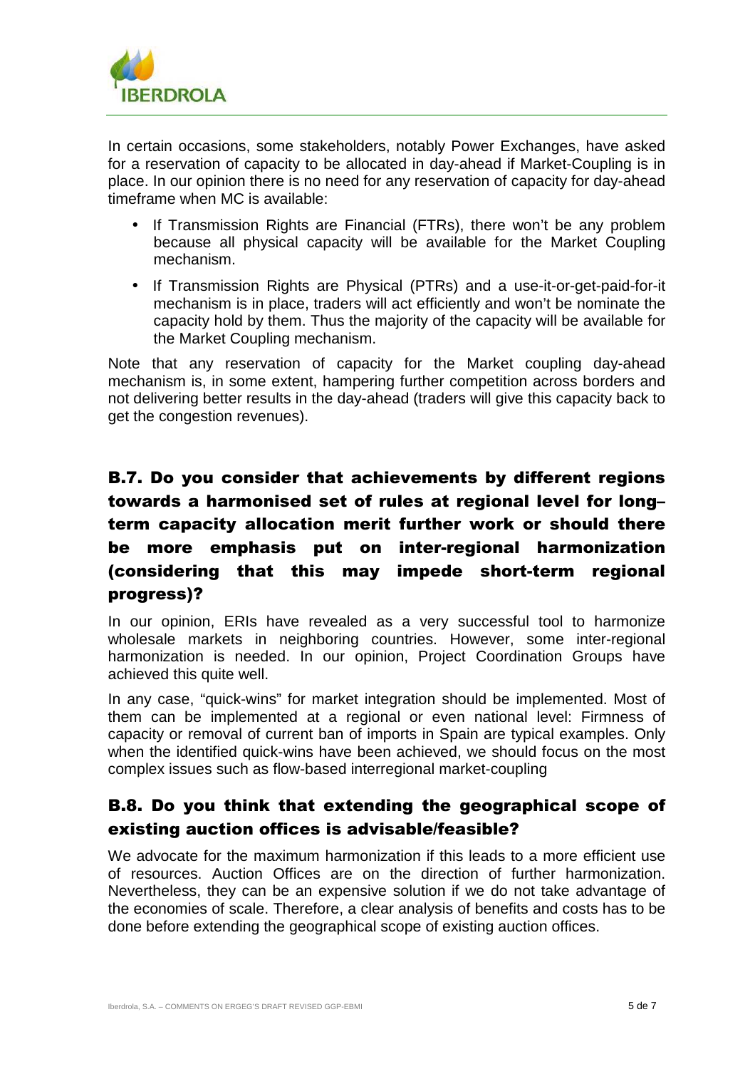In certain occasions, some stakeholders, notably Power Exchanges, have asked for a reservation of capacity to be allocated in day-ahead if Market-Coupling is in place. In our opinion there is no need for any reservation of capacity for day-ahead timeframe when MC is available:

- If Transmission Rights are Financial (FTRs), there won't be any problem because all physical capacity will be available for the Market Coupling mechanism.
- If Transmission Rights are Physical (PTRs) and a use-it-or-get-paid-for-it mechanism is in place, traders will act efficiently and won't be nominate the capacity hold by them. Thus the majority of the capacity will be available for the Market Coupling mechanism.

Note that any reservation of capacity for the Market coupling day-ahead mechanism is, in some extent, hampering further competition across borders and not delivering better results in the day-ahead (traders will give this capacity back to get the congestion revenues).

## B.7. Do you consider that achievements by different regions towards a harmonised set of rules at regional level for long–term capacity allocation merit further work or should there be more emphasis put on inter-regional harmonization (considering that this may impede short-term regional progress)?

In our opinion, ERIs have revealed as a very successful tool to harmonize wholesale markets in neighboring countries. However, some inter-regional harmonization is needed. In our opinion, Project Coordination Groups have achieved this quite well.

In any case, "quick-wins" for market integration should be implemented. Most of them can be implemented at a regional or even national level: Firmness of capacity or removal of current ban of imports in Spain are typical examples. Only when the identified quick-wins have been achieved, we should focus on the most complex issues such as flow-based interregional market-coupling

## B.8. Do you think that extending the geographical scope of existing auction offices is advisable/feasible?

We advocate for the maximum harmonization if this leads to a more efficient use of resources. Auction Offices are on the direction of further harmonization. Nevertheless, they can be an expensive solution if we do not take advantage of the economies of scale. Therefore, a clear analysis of benefits and costs has to be done before extending the geographical scope of existing auction offices.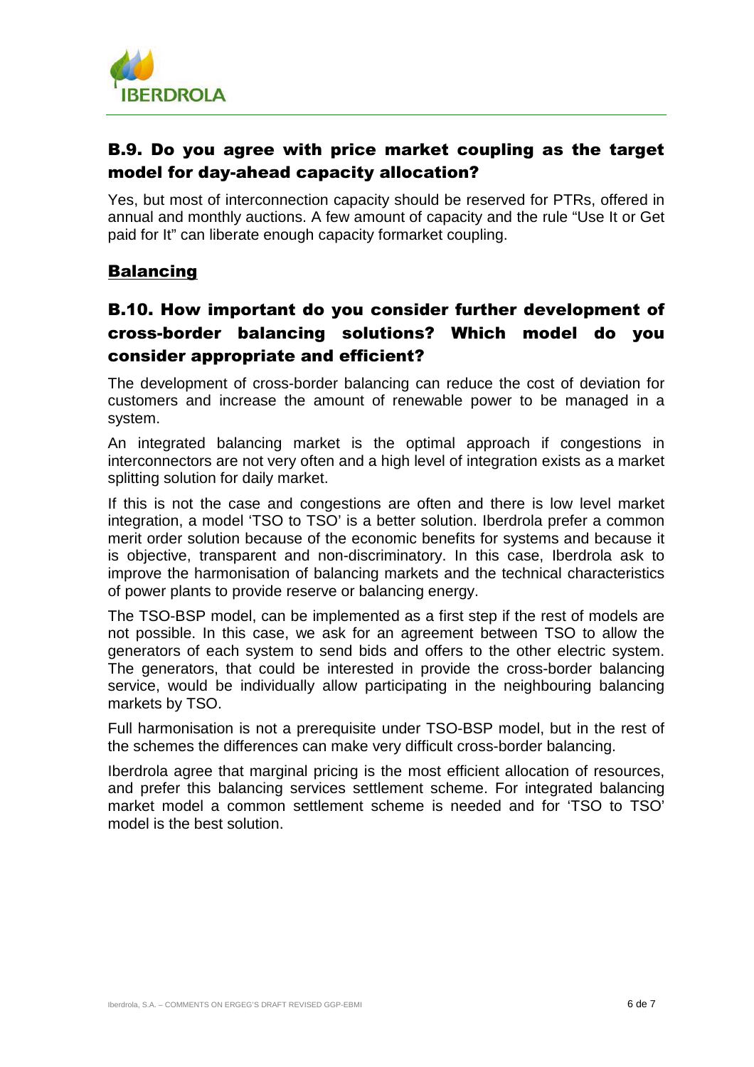### B.9. Do you agree with price market coupling as the target model for day-ahead capacity allocation?

Yes, but most of interconnection capacity should be reserved for PTRs, offered in annual and monthly auctions. A few amount of capacity and the rule "Use It or Get paid for It" can liberate enough capacity formarket coupling.

## Balancing

### B.10. How important do you consider further development of cross-border balancing solutions? Which model do you consider appropriate and efficient?

The development of cross-border balancing can reduce the cost of deviation for customers and increase the amount of renewable power to be managed in a system.

An integrated balancing market is the optimal approach if congestions in interconnectors are not very often and a high level of integration exists as a market splitting solution for daily market.

If this is not the case and congestions are often and there is low level market integration, a model 'TSO to TSO' is a better solution. Iberdrola prefer a common merit order solution because of the economic benefits for systems and because it is objective, transparent and non-discriminatory. In this case, Iberdrola ask to improve the harmonisation of balancing markets and the technical characteristics of power plants to provide reserve or balancing energy.

The TSO-BSP model, can be implemented as a first step if the rest of models are not possible. In this case, we ask for an agreement between TSO to allow the generators of each system to send bids and offers to the other electric system. The generators, that could be interested in provide the cross-border balancing service, would be individually allow participating in the neighbouring balancing markets by TSO.

Full harmonisation is not a prerequisite under TSO-BSP model, but in the rest of the schemes the differences can make very difficult cross-border balancing.

Iberdrola agree that marginal pricing is the most efficient allocation of resources, and prefer this balancing services settlement scheme. For integrated balancing market model a common settlement scheme is needed and for 'TSO to TSO' model is the best solution.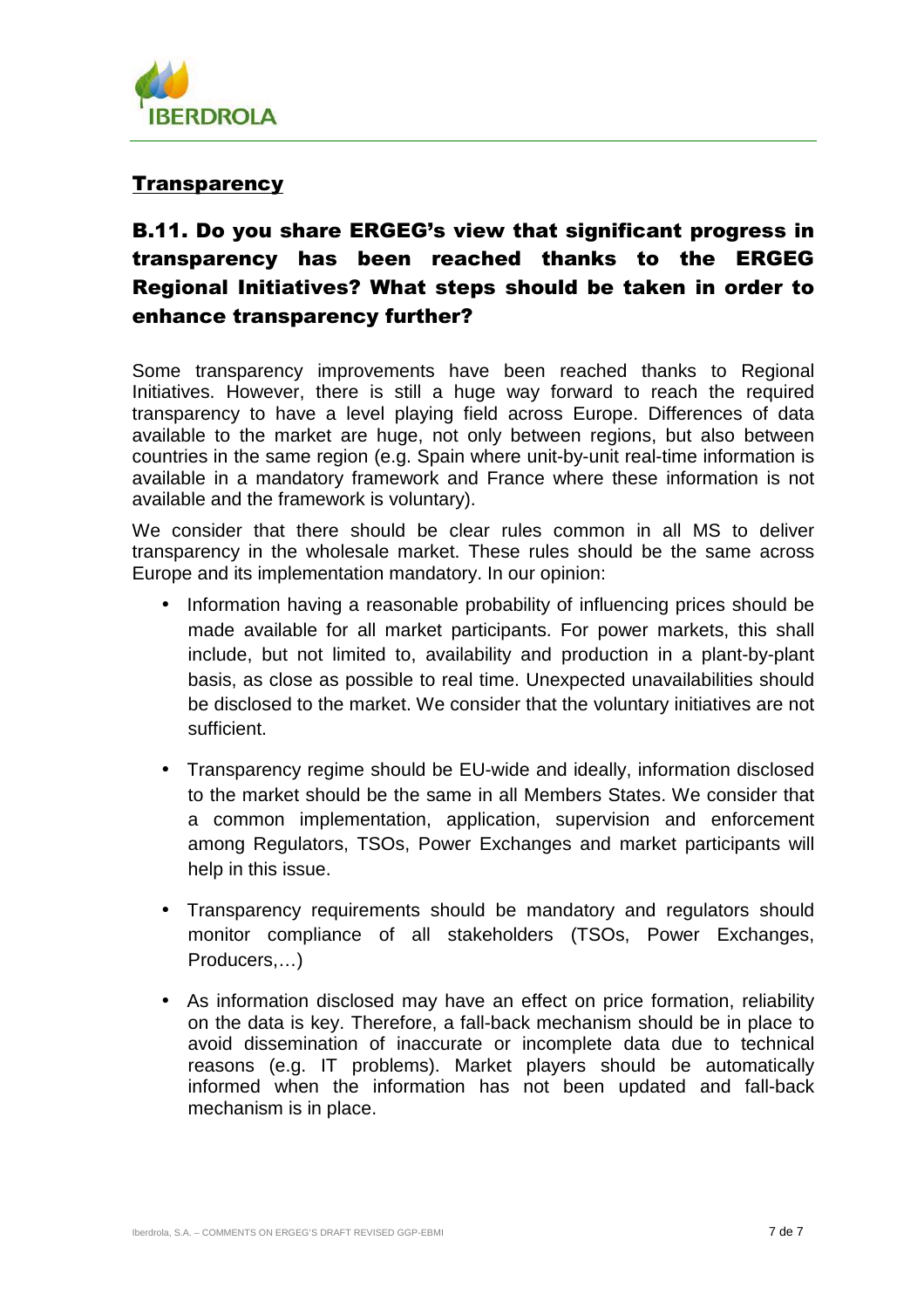## Transparency

### B.11. Do you share ERGEG's view that significant progress in transparency has been reached thanks to the ERGEG Regional Initiatives? What steps should be taken in order to enhance transparency further?

Some transparency improvements have been reached thanks to Regional Initiatives. However, there is still a huge way forward to reach the required transparency to have a level playing field across Europe. Differences of data available to the market are huge, not only between regions, but also between countries in the same region (e.g. Spain where unit-by-unit real-time information is available in a mandatory framework and France where these information is not available and the framework is voluntary).

We consider that there should be clear rules common in all MS to deliver transparency in the wholesale market. These rules should be the same across Europe and its implementation mandatory. In our opinion:

- Information having a reasonable probability of influencing prices should be made available for all market participants. For power markets, this shall include, but not limited to, availability and production in a plant-by-plant basis, as close as possible to real time. Unexpected unavailabilities should be disclosed to the market. We consider that the voluntary initiatives are not sufficient.

- Transparency regime should be EU-wide and ideally, information disclosed to the market should be the same in all Members States. We consider that a common implementation, application, supervision and enforcement among Regulators, TSOs, Power Exchanges and market participants will help in this issue.

- Transparency requirements should be mandatory and regulators should monitor compliance of all stakeholders (TSOs, Power Exchanges, Producers,…)

- As information disclosed may have an effect on price formation, reliability on the data is key. Therefore, a fall-back mechanism should be in place to avoid dissemination of inaccurate or incomplete data due to technical reasons (e.g. IT problems). Market players should be automatically informed when the information has not been updated and fall-back mechanism is in place.